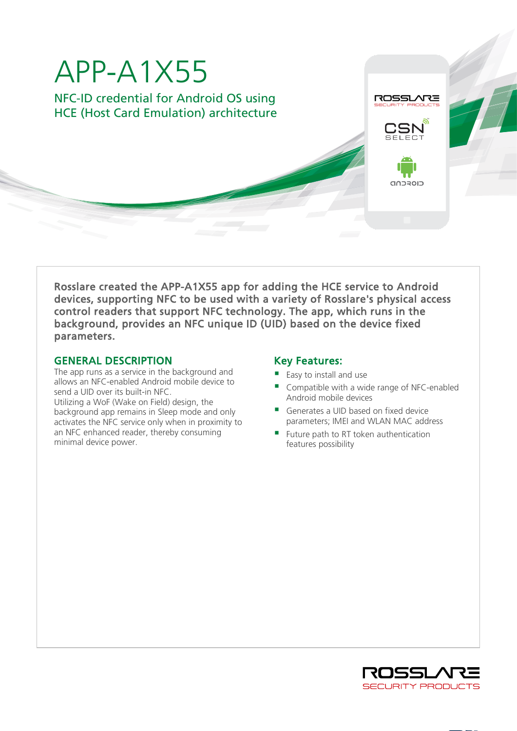# APP-A1X55

## NFC-ID credential for Android OS using HCE (Host Card Emulation) architecture

**Rosslare created the APP-A1X55 app for adding the HCE service to Android devices, supporting NFC to be used with a variety of Rosslare's physical access control readers that support NFC technology. The app, which runs in the background, provides an NFC unique ID (UID) based on the device fixed parameters.**

### GENERAL DESCRIPTION

The app runs as a service in the background and allows an NFC-enabled Android mobile device to send a UID over its built-in NFC.
Utilizing a WoF (Wake on Field) design, the background app remains in Sleep mode and only activates the NFC service only when in proximity to an NFC enhanced reader, thereby consuming minimal device power.

### Key Features:

- Easy to install and use
- Compatible with a wide range of NFC-enabled Android mobile devices
- Generates a UID based on fixed device parameters; IMEI and WLAN MAC address
- Future path to RT token authentication features possibility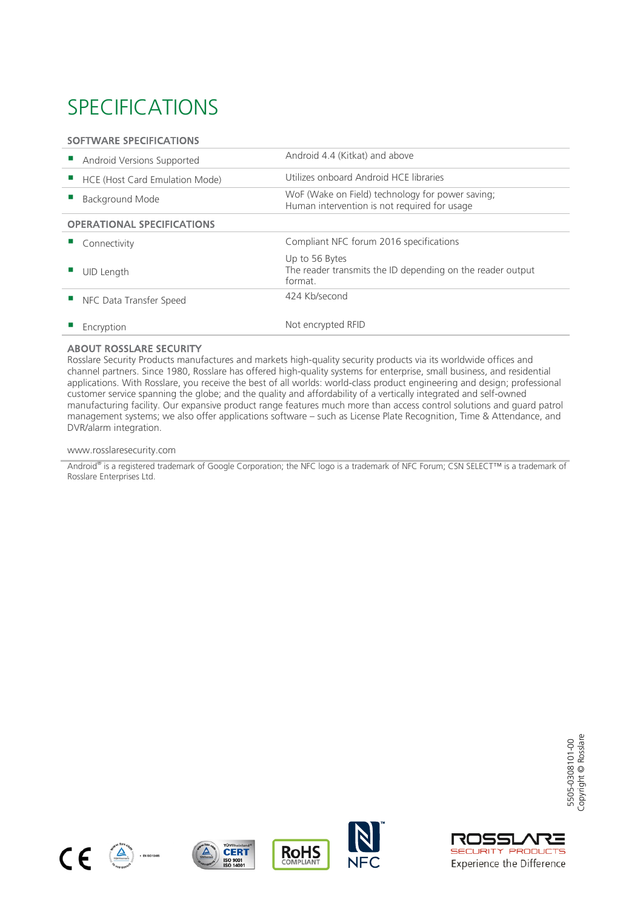# SPECIFICATIONS

| | |
|---|---|
| **SOFTWARE SPECIFICATIONS** | |
| Android Versions Supported | Android 4.4 (Kitkat) and above |
| HCE (Host Card Emulation Mode) | Utilizes onboard Android HCE libraries |
| Background Mode | WoF (Wake on Field) technology for power saving; Human intervention is not required for usage |
| **OPERATIONAL SPECIFICATIONS** | |
| Connectivity | Compliant NFC forum 2016 specifications |
| UID Length | Up to 56 Bytes<br>The reader transmits the ID depending on the reader output format. |
| NFC Data Transfer Speed | 424 Kb/second |
| Encryption | Not encrypted RFID |

**ABOUT ROSSLARE SECURITY**

Rosslare Security Products manufactures and markets high-quality security products via its worldwide offices and channel partners. Since 1980, Rosslare has offered high-quality systems for enterprise, small business, and residential applications. With Rosslare, you receive the best of all worlds: world-class product engineering and design; professional customer service spanning the globe; and the quality and affordability of a vertically integrated and self-owned manufacturing facility. Our expansive product range features much more than access control solutions and guard patrol management systems; we also offer applications software – such as License Plate Recognition, Time & Attendance, and DVR/alarm integration.

www.rosslaresecurity.com

Android® is a registered trademark of Google Corporation; the NFC logo is a trademark of NFC Forum; CSN SELECT™ is a trademark of Rosslare Enterprises Ltd.

5505-0308101-00
Copyright © Rosslare

ROSSLARE SECURITY PRODUCTS
Experience the Difference